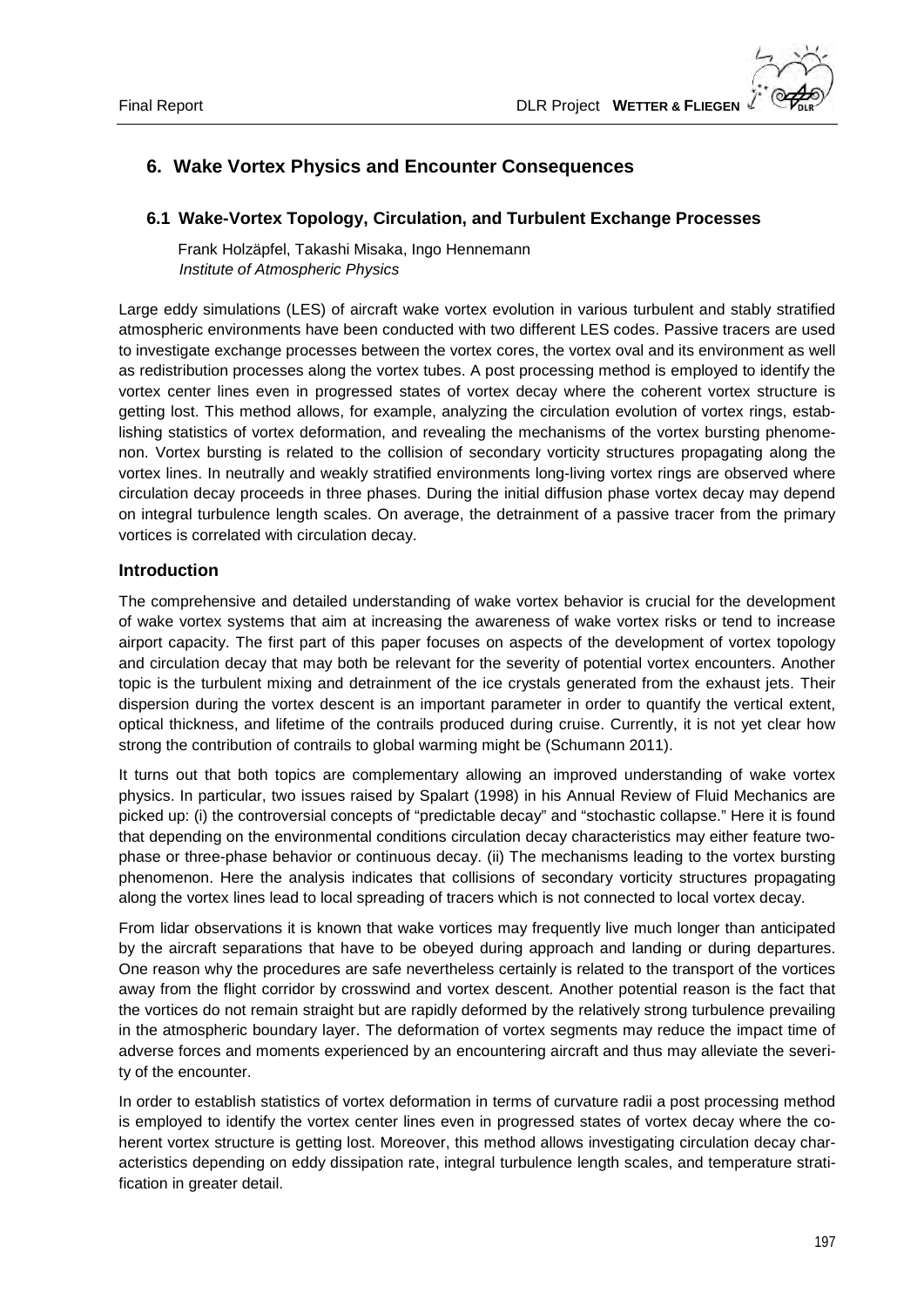# 6. Wake Vortex Physics and Encounter Consequences

## 6.1 Wake-Vortex Topology, Circulation, and Turbulent Exchange Processes

Frank Holzäpfel, Takashi Misaka, Ingo Hennemann
*Institute of Atmospheric Physics*

Large eddy simulations (LES) of aircraft wake vortex evolution in various turbulent and stably stratified atmospheric environments have been conducted with two different LES codes. Passive tracers are used to investigate exchange processes between the vortex cores, the vortex oval and its environment as well as redistribution processes along the vortex tubes. A post processing method is employed to identify the vortex center lines even in progressed states of vortex decay where the coherent vortex structure is getting lost. This method allows, for example, analyzing the circulation evolution of vortex rings, establishing statistics of vortex deformation, and revealing the mechanisms of the vortex bursting phenomenon. Vortex bursting is related to the collision of secondary vorticity structures propagating along the vortex lines. In neutrally and weakly stratified environments long-living vortex rings are observed where circulation decay proceeds in three phases. During the initial diffusion phase vortex decay may depend on integral turbulence length scales. On average, the detrainment of a passive tracer from the primary vortices is correlated with circulation decay.

### Introduction

The comprehensive and detailed understanding of wake vortex behavior is crucial for the development of wake vortex systems that aim at increasing the awareness of wake vortex risks or tend to increase airport capacity. The first part of this paper focuses on aspects of the development of vortex topology and circulation decay that may both be relevant for the severity of potential vortex encounters. Another topic is the turbulent mixing and detrainment of the ice crystals generated from the exhaust jets. Their dispersion during the vortex descent is an important parameter in order to quantify the vertical extent, optical thickness, and lifetime of the contrails produced during cruise. Currently, it is not yet clear how strong the contribution of contrails to global warming might be (Schumann 2011).

It turns out that both topics are complementary allowing an improved understanding of wake vortex physics. In particular, two issues raised by Spalart (1998) in his Annual Review of Fluid Mechanics are picked up: (i) the controversial concepts of "predictable decay" and "stochastic collapse." Here it is found that depending on the environmental conditions circulation decay characteristics may either feature two-phase or three-phase behavior or continuous decay. (ii) The mechanisms leading to the vortex bursting phenomenon. Here the analysis indicates that collisions of secondary vorticity structures propagating along the vortex lines lead to local spreading of tracers which is not connected to local vortex decay.

From lidar observations it is known that wake vortices may frequently live much longer than anticipated by the aircraft separations that have to be obeyed during approach and landing or during departures. One reason why the procedures are safe nevertheless certainly is related to the transport of the vortices away from the flight corridor by crosswind and vortex descent. Another potential reason is the fact that the vortices do not remain straight but are rapidly deformed by the relatively strong turbulence prevailing in the atmospheric boundary layer. The deformation of vortex segments may reduce the impact time of adverse forces and moments experienced by an encountering aircraft and thus may alleviate the severity of the encounter.

In order to establish statistics of vortex deformation in terms of curvature radii a post processing method is employed to identify the vortex center lines even in progressed states of vortex decay where the coherent vortex structure is getting lost. Moreover, this method allows investigating circulation decay characteristics depending on eddy dissipation rate, integral turbulence length scales, and temperature stratification in greater detail.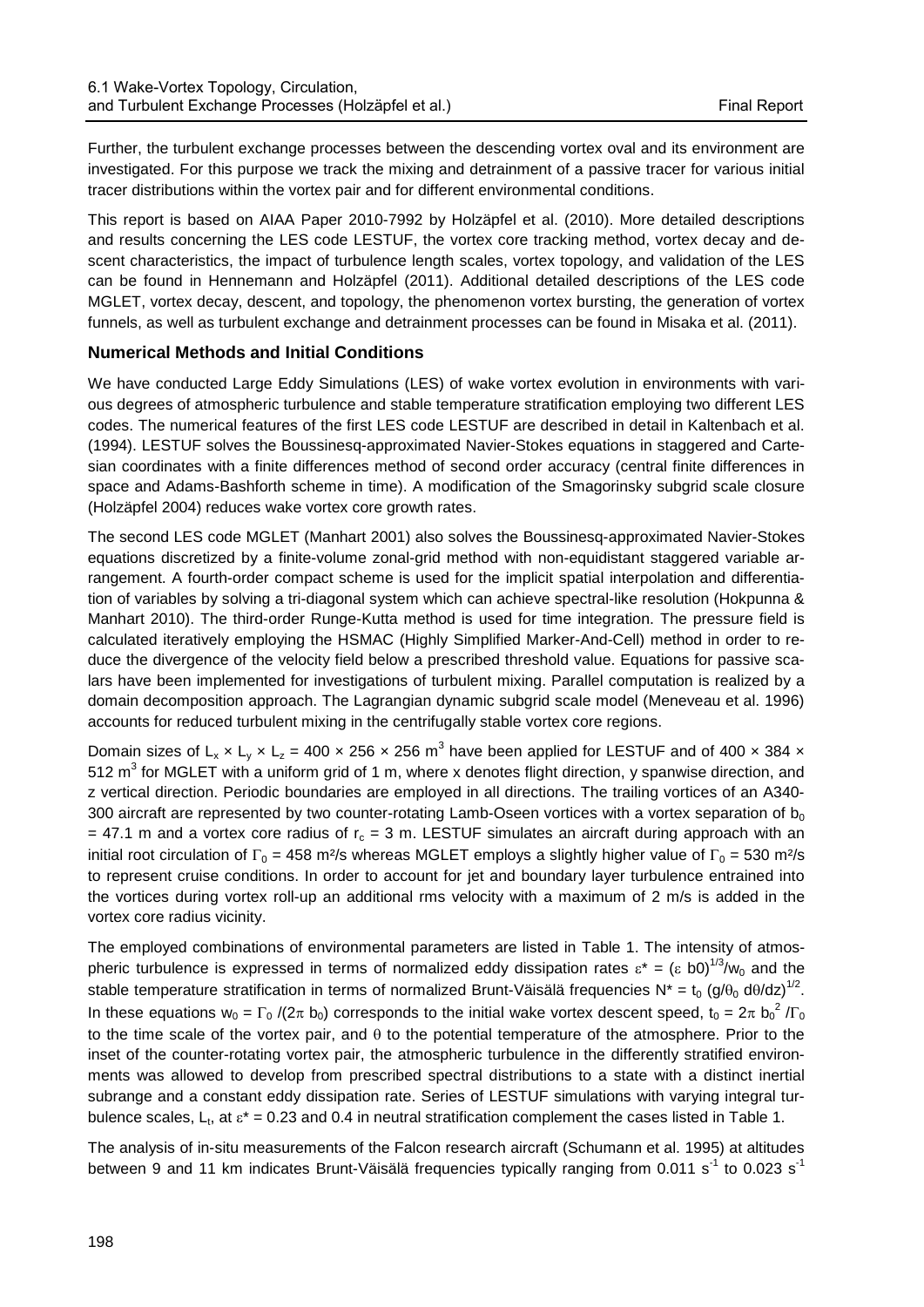Further, the turbulent exchange processes between the descending vortex oval and its environment are investigated. For this purpose we track the mixing and detrainment of a passive tracer for various initial tracer distributions within the vortex pair and for different environmental conditions.

This report is based on AIAA Paper 2010-7992 by Holzäpfel et al. (2010). More detailed descriptions and results concerning the LES code LESTUF, the vortex core tracking method, vortex decay and descent characteristics, the impact of turbulence length scales, vortex topology, and validation of the LES can be found in Hennemann and Holzäpfel (2011). Additional detailed descriptions of the LES code MGLET, vortex decay, descent, and topology, the phenomenon vortex bursting, the generation of vortex funnels, as well as turbulent exchange and detrainment processes can be found in Misaka et al. (2011).

### Numerical Methods and Initial Conditions

We have conducted Large Eddy Simulations (LES) of wake vortex evolution in environments with various degrees of atmospheric turbulence and stable temperature stratification employing two different LES codes. The numerical features of the first LES code LESTUF are described in detail in Kaltenbach et al. (1994). LESTUF solves the Boussinesq-approximated Navier-Stokes equations in staggered and Cartesian coordinates with a finite differences method of second order accuracy (central finite differences in space and Adams-Bashforth scheme in time). A modification of the Smagorinsky subgrid scale closure (Holzäpfel 2004) reduces wake vortex core growth rates.

The second LES code MGLET (Manhart 2001) also solves the Boussinesq-approximated Navier-Stokes equations discretized by a finite-volume zonal-grid method with non-equidistant staggered variable arrangement. A fourth-order compact scheme is used for the implicit spatial interpolation and differentiation of variables by solving a tri-diagonal system which can achieve spectral-like resolution (Hokpunna & Manhart 2010). The third-order Runge-Kutta method is used for time integration. The pressure field is calculated iteratively employing the HSMAC (Highly Simplified Marker-And-Cell) method in order to reduce the divergence of the velocity field below a prescribed threshold value. Equations for passive scalars have been implemented for investigations of turbulent mixing. Parallel computation is realized by a domain decomposition approach. The Lagrangian dynamic subgrid scale model (Meneveau et al. 1996) accounts for reduced turbulent mixing in the centrifugally stable vortex core regions.

Domain sizes of $L_x \times L_y \times L_z = 400 \times 256 \times 256$ m$^3$ have been applied for LESTUF and of $400 \times 384 \times 512$ m$^3$ for MGLET with a uniform grid of 1 m, where x denotes flight direction, y spanwise direction, and z vertical direction. Periodic boundaries are employed in all directions. The trailing vortices of an A340-300 aircraft are represented by two counter-rotating Lamb-Oseen vortices with a vortex separation of $b_0 = 47.1$ m and a vortex core radius of $r_c = 3$ m. LESTUF simulates an aircraft during approach with an initial root circulation of $\Gamma_0 = 458$ m²/s whereas MGLET employs a slightly higher value of $\Gamma_0 = 530$ m²/s to represent cruise conditions. In order to account for jet and boundary layer turbulence entrained into the vortices during vortex roll-up an additional rms velocity with a maximum of 2 m/s is added in the vortex core radius vicinity.

The employed combinations of environmental parameters are listed in Table 1. The intensity of atmospheric turbulence is expressed in terms of normalized eddy dissipation rates $\varepsilon^* = (\varepsilon\, b0)^{1/3}/w_0$ and the stable temperature stratification in terms of normalized Brunt-Väisälä frequencies $N^* = t_0\,(g/\theta_0\; d\theta/dz)^{1/2}$. In these equations $w_0 = \Gamma_0 / (2\pi\, b_0)$ corresponds to the initial wake vortex descent speed, $t_0 = 2\pi\, b_0^2 / \Gamma_0$ to the time scale of the vortex pair, and $\theta$ to the potential temperature of the atmosphere. Prior to the inset of the counter-rotating vortex pair, the atmospheric turbulence in the differently stratified environments was allowed to develop from prescribed spectral distributions to a state with a distinct inertial subrange and a constant eddy dissipation rate. Series of LESTUF simulations with varying integral turbulence scales, $L_t$, at $\varepsilon^* = 0.23$ and 0.4 in neutral stratification complement the cases listed in Table 1.

The analysis of in-situ measurements of the Falcon research aircraft (Schumann et al. 1995) at altitudes between 9 and 11 km indicates Brunt-Väisälä frequencies typically ranging from 0.011 s$^{-1}$ to 0.023 s$^{-1}$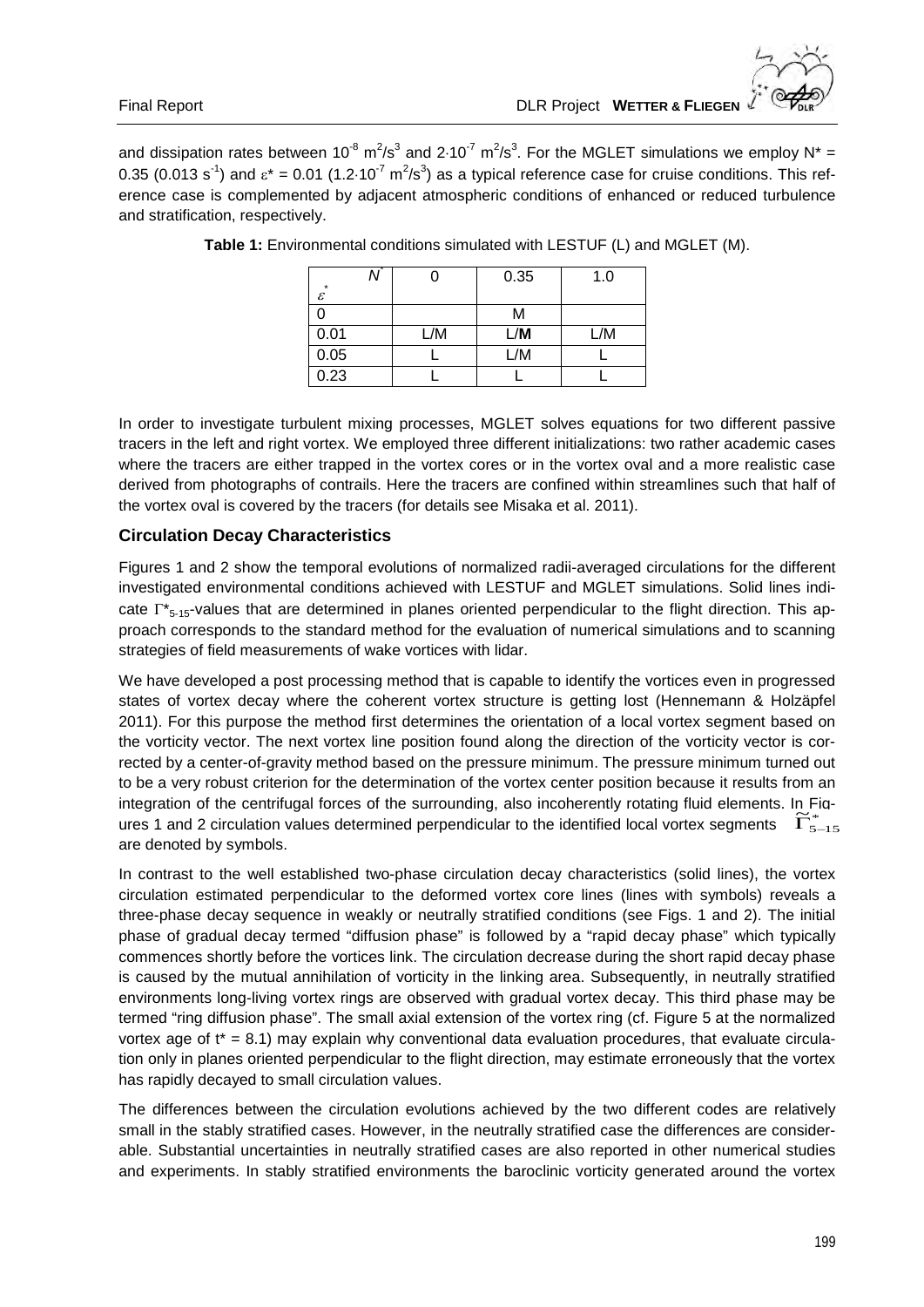and dissipation rates between $10^{-8}$ $m^2/s^3$ and $2{\cdot}10^{-7}$ $m^2/s^3$. For the MGLET simulations we employ $N^* = 0.35$ ($0.013\ s^{-1}$) and $\varepsilon^* = 0.01$ ($1.2{\cdot}10^{-7}\ m^2/s^3$) as a typical reference case for cruise conditions. This reference case is complemented by adjacent atmospheric conditions of enhanced or reduced turbulence and stratification, respectively.

**Table 1:** Environmental conditions simulated with LESTUF (L) and MGLET (M).

| $\varepsilon^*$ \ $N^*$ | 0 | 0.35 | 1.0 |
|---|---|---|---|
| 0 | | M | |
| 0.01 | L/M | L/**M** | L/M |
| 0.05 | L | L/M | L |
| 0.23 | L | L | L |

In order to investigate turbulent mixing processes, MGLET solves equations for two different passive tracers in the left and right vortex. We employed three different initializations: two rather academic cases where the tracers are either trapped in the vortex cores or in the vortex oval and a more realistic case derived from photographs of contrails. Here the tracers are confined within streamlines such that half of the vortex oval is covered by the tracers (for details see Misaka et al. 2011).

### Circulation Decay Characteristics

Figures 1 and 2 show the temporal evolutions of normalized radii-averaged circulations for the different investigated environmental conditions achieved with LESTUF and MGLET simulations. Solid lines indicate $\Gamma^*_{5\text{-}15}$-values that are determined in planes oriented perpendicular to the flight direction. This approach corresponds to the standard method for the evaluation of numerical simulations and to scanning strategies of field measurements of wake vortices with lidar.

We have developed a post processing method that is capable to identify the vortices even in progressed states of vortex decay where the coherent vortex structure is getting lost (Hennemann & Holzäpfel 2011). For this purpose the method first determines the orientation of a local vortex segment based on the vorticity vector. The next vortex line position found along the direction of the vorticity vector is corrected by a center-of-gravity method based on the pressure minimum. The pressure minimum turned out to be a very robust criterion for the determination of the vortex center position because it results from an integration of the centrifugal forces of the surrounding, also incoherently rotating fluid elements. In Figures 1 and 2 circulation values determined perpendicular to the identified local vortex segments $\widetilde{\Gamma}^*_{5-15}$ are denoted by symbols.

In contrast to the well established two-phase circulation decay characteristics (solid lines), the vortex circulation estimated perpendicular to the deformed vortex core lines (lines with symbols) reveals a three-phase decay sequence in weakly or neutrally stratified conditions (see Figs. 1 and 2). The initial phase of gradual decay termed "diffusion phase" is followed by a "rapid decay phase" which typically commences shortly before the vortices link. The circulation decrease during the short rapid decay phase is caused by the mutual annihilation of vorticity in the linking area. Subsequently, in neutrally stratified environments long-living vortex rings are observed with gradual vortex decay. This third phase may be termed "ring diffusion phase". The small axial extension of the vortex ring (cf. Figure 5 at the normalized vortex age of $t^* = 8.1$) may explain why conventional data evaluation procedures, that evaluate circulation only in planes oriented perpendicular to the flight direction, may estimate erroneously that the vortex has rapidly decayed to small circulation values.

The differences between the circulation evolutions achieved by the two different codes are relatively small in the stably stratified cases. However, in the neutrally stratified case the differences are considerable. Substantial uncertainties in neutrally stratified cases are also reported in other numerical studies and experiments. In stably stratified environments the baroclinic vorticity generated around the vortex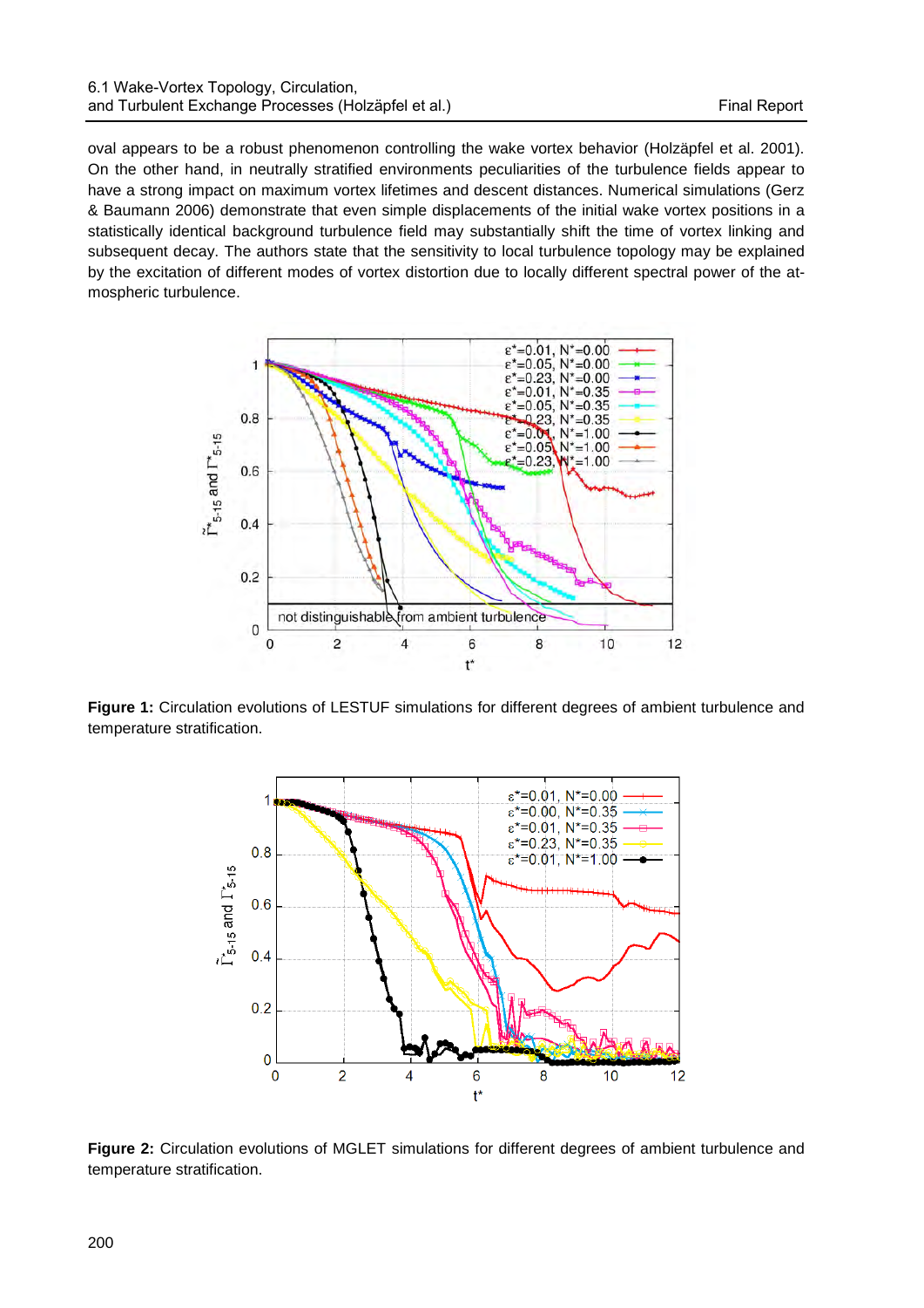oval appears to be a robust phenomenon controlling the wake vortex behavior (Holzäpfel et al. 2001). On the other hand, in neutrally stratified environments peculiarities of the turbulence fields appear to have a strong impact on maximum vortex lifetimes and descent distances. Numerical simulations (Gerz & Baumann 2006) demonstrate that even simple displacements of the initial wake vortex positions in a statistically identical background turbulence field may substantially shift the time of vortex linking and subsequent decay. The authors state that the sensitivity to local turbulence topology may be explained by the excitation of different modes of vortex distortion due to locally different spectral power of the atmospheric turbulence.

**Figure 1:** Circulation evolutions of LESTUF simulations for different degrees of ambient turbulence and temperature stratification.

**Figure 2:** Circulation evolutions of MGLET simulations for different degrees of ambient turbulence and temperature stratification.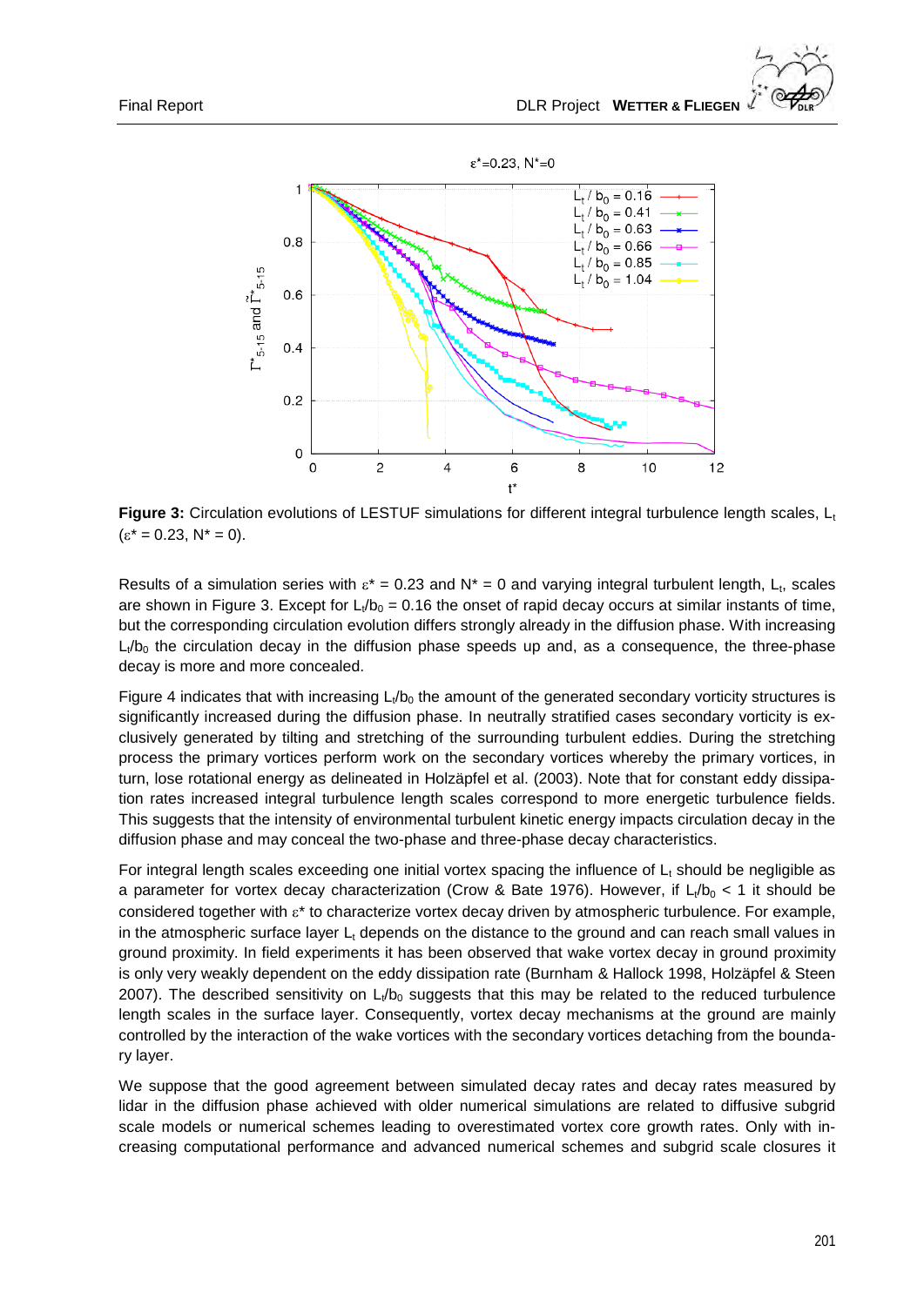**Figure 3:** Circulation evolutions of LESTUF simulations for different integral turbulence length scales, $L_t$ ($\varepsilon^* = 0.23$, $N^* = 0$).

Results of a simulation series with $\varepsilon^* = 0.23$ and $N^* = 0$ and varying integral turbulent length, $L_t$, scales are shown in Figure 3. Except for $L_t/b_0 = 0.16$ the onset of rapid decay occurs at similar instants of time, but the corresponding circulation evolution differs strongly already in the diffusion phase. With increasing $L_t/b_0$ the circulation decay in the diffusion phase speeds up and, as a consequence, the three-phase decay is more and more concealed.

Figure 4 indicates that with increasing $L_t/b_0$ the amount of the generated secondary vorticity structures is significantly increased during the diffusion phase. In neutrally stratified cases secondary vorticity is exclusively generated by tilting and stretching of the surrounding turbulent eddies. During the stretching process the primary vortices perform work on the secondary vortices whereby the primary vortices, in turn, lose rotational energy as delineated in Holzäpfel et al. (2003). Note that for constant eddy dissipation rates increased integral turbulence length scales correspond to more energetic turbulence fields. This suggests that the intensity of environmental turbulent kinetic energy impacts circulation decay in the diffusion phase and may conceal the two-phase and three-phase decay characteristics.

For integral length scales exceeding one initial vortex spacing the influence of $L_t$ should be negligible as a parameter for vortex decay characterization (Crow & Bate 1976). However, if $L_t/b_0 < 1$ it should be considered together with $\varepsilon^*$ to characterize vortex decay driven by atmospheric turbulence. For example, in the atmospheric surface layer $L_t$ depends on the distance to the ground and can reach small values in ground proximity. In field experiments it has been observed that wake vortex decay in ground proximity is only very weakly dependent on the eddy dissipation rate (Burnham & Hallock 1998, Holzäpfel & Steen 2007). The described sensitivity on $L_t/b_0$ suggests that this may be related to the reduced turbulence length scales in the surface layer. Consequently, vortex decay mechanisms at the ground are mainly controlled by the interaction of the wake vortices with the secondary vortices detaching from the boundary layer.

We suppose that the good agreement between simulated decay rates and decay rates measured by lidar in the diffusion phase achieved with older numerical simulations are related to diffusive subgrid scale models or numerical schemes leading to overestimated vortex core growth rates. Only with increasing computational performance and advanced numerical schemes and subgrid scale closures it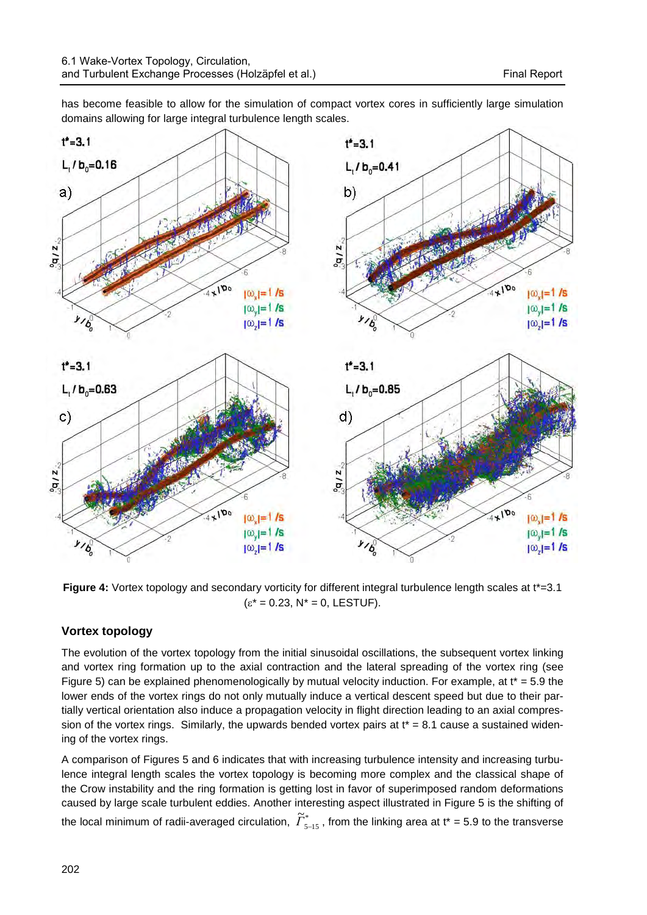has become feasible to allow for the simulation of compact vortex cores in sufficiently large simulation domains allowing for large integral turbulence length scales.

**Figure 4:** Vortex topology and secondary vorticity for different integral turbulence length scales at t*=3.1 ($\varepsilon^*$ = 0.23, N* = 0, LESTUF).

## Vortex topology

The evolution of the vortex topology from the initial sinusoidal oscillations, the subsequent vortex linking and vortex ring formation up to the axial contraction and the lateral spreading of the vortex ring (see Figure 5) can be explained phenomenologically by mutual velocity induction. For example, at t* = 5.9 the lower ends of the vortex rings do not only mutually induce a vertical descent speed but due to their partially vertical orientation also induce a propagation velocity in flight direction leading to an axial compression of the vortex rings. Similarly, the upwards bended vortex pairs at t* = 8.1 cause a sustained widening of the vortex rings.

A comparison of Figures 5 and 6 indicates that with increasing turbulence intensity and increasing turbulence integral length scales the vortex topology is becoming more complex and the classical shape of the Crow instability and the ring formation is getting lost in favor of superimposed random deformations caused by large scale turbulent eddies. Another interesting aspect illustrated in Figure 5 is the shifting of the local minimum of radii-averaged circulation, $\tilde{\Gamma}^*_{5-15}$, from the linking area at t* = 5.9 to the transverse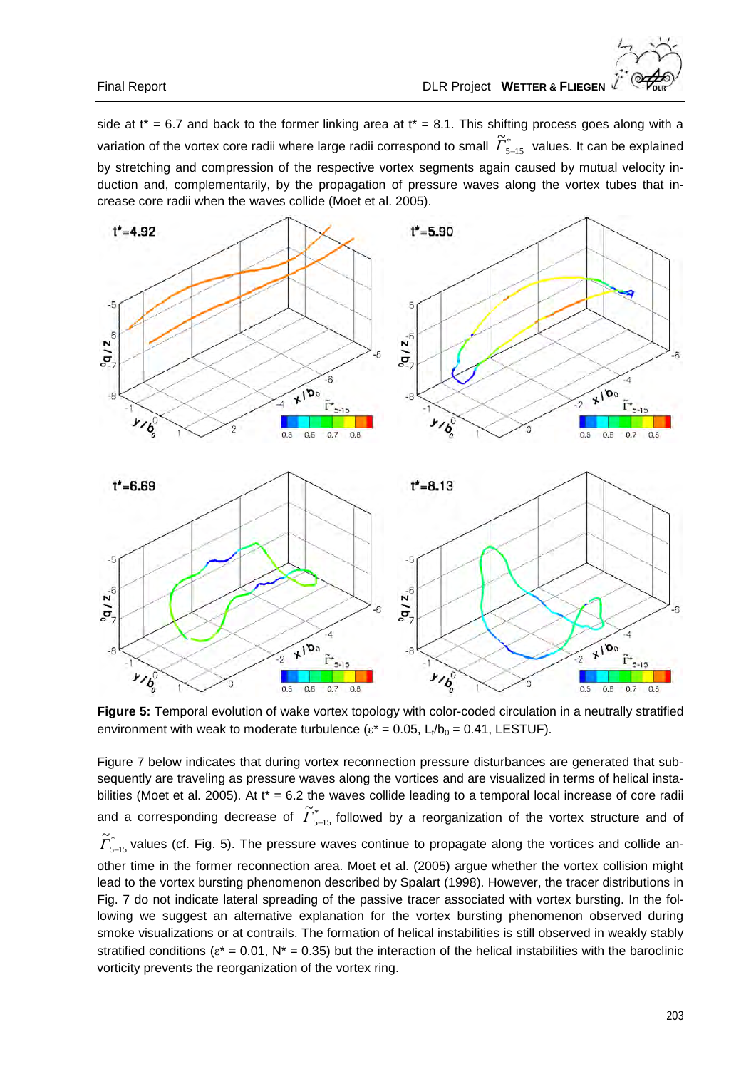side at t* = 6.7 and back to the former linking area at t* = 8.1. This shifting process goes along with a variation of the vortex core radii where large radii correspond to small $\tilde{\Gamma}^*_{5\text{-}15}$ values. It can be explained by stretching and compression of the respective vortex segments again caused by mutual velocity induction and, complementarily, by the propagation of pressure waves along the vortex tubes that increase core radii when the waves collide (Moet et al. 2005).

**Figure 5:** Temporal evolution of wake vortex topology with color-coded circulation in a neutrally stratified environment with weak to moderate turbulence ($\varepsilon^*$ = 0.05, $L_t/b_0$ = 0.41, LESTUF).

Figure 7 below indicates that during vortex reconnection pressure disturbances are generated that subsequently are traveling as pressure waves along the vortices and are visualized in terms of helical instabilities (Moet et al. 2005). At t* = 6.2 the waves collide leading to a temporal local increase of core radii and a corresponding decrease of $\tilde{\Gamma}^*_{5\text{-}15}$ followed by a reorganization of the vortex structure and of $\tilde{\Gamma}^*_{5\text{-}15}$ values (cf. Fig. 5). The pressure waves continue to propagate along the vortices and collide another time in the former reconnection area. Moet et al. (2005) argue whether the vortex collision might lead to the vortex bursting phenomenon described by Spalart (1998). However, the tracer distributions in Fig. 7 do not indicate lateral spreading of the passive tracer associated with vortex bursting. In the following we suggest an alternative explanation for the vortex bursting phenomenon observed during smoke visualizations or at contrails. The formation of helical instabilities is still observed in weakly stably stratified conditions ($\varepsilon^*$ = 0.01, N* = 0.35) but the interaction of the helical instabilities with the baroclinic vorticity prevents the reorganization of the vortex ring.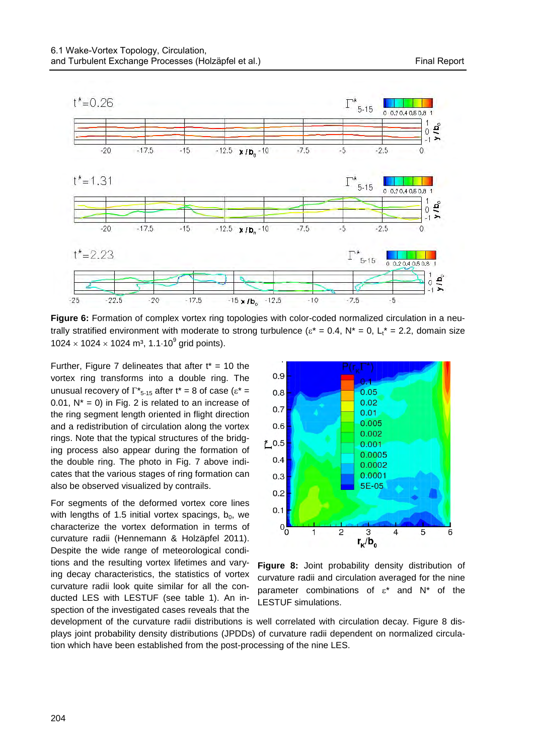**Figure 6:** Formation of complex vortex ring topologies with color-coded normalized circulation in a neutrally stratified environment with moderate to strong turbulence ($\varepsilon^* = 0.4$, $N^* = 0$, $L_t^* = 2.2$, domain size $1024 \times 1024 \times 1024$ m³, $1.1 \cdot 10^9$ grid points).

Further, Figure 7 delineates that after $t^* = 10$ the vortex ring transforms into a double ring. The unusual recovery of $\Gamma^*_{5\text{-}15}$ after $t^* = 8$ of case ($\varepsilon^* = 0.01$, $N^* = 0$) in Fig. 2 is related to an increase of the ring segment length oriented in flight direction and a redistribution of circulation along the vortex rings. Note that the typical structures of the bridging process also appear during the formation of the double ring. The photo in Fig. 7 above indicates that the various stages of ring formation can also be observed visualized by contrails.

For segments of the deformed vortex core lines with lengths of 1.5 initial vortex spacings, $b_0$, we characterize the vortex deformation in terms of curvature radii (Hennemann & Holzäpfel 2011). Despite the wide range of meteorological conditions and the resulting vortex lifetimes and varying decay characteristics, the statistics of vortex curvature radii look quite similar for all the conducted LES with LESTUF (see table 1). An inspection of the investigated cases reveals that the development of the curvature radii distributions is well correlated with circulation decay. Figure 8 displays joint probability density distributions (JPDDs) of curvature radii dependent on normalized circulation which have been established from the post-processing of the nine LES.

**Figure 8:** Joint probability density distribution of curvature radii and circulation averaged for the nine parameter combinations of $\varepsilon^*$ and $N^*$ of the LESTUF simulations.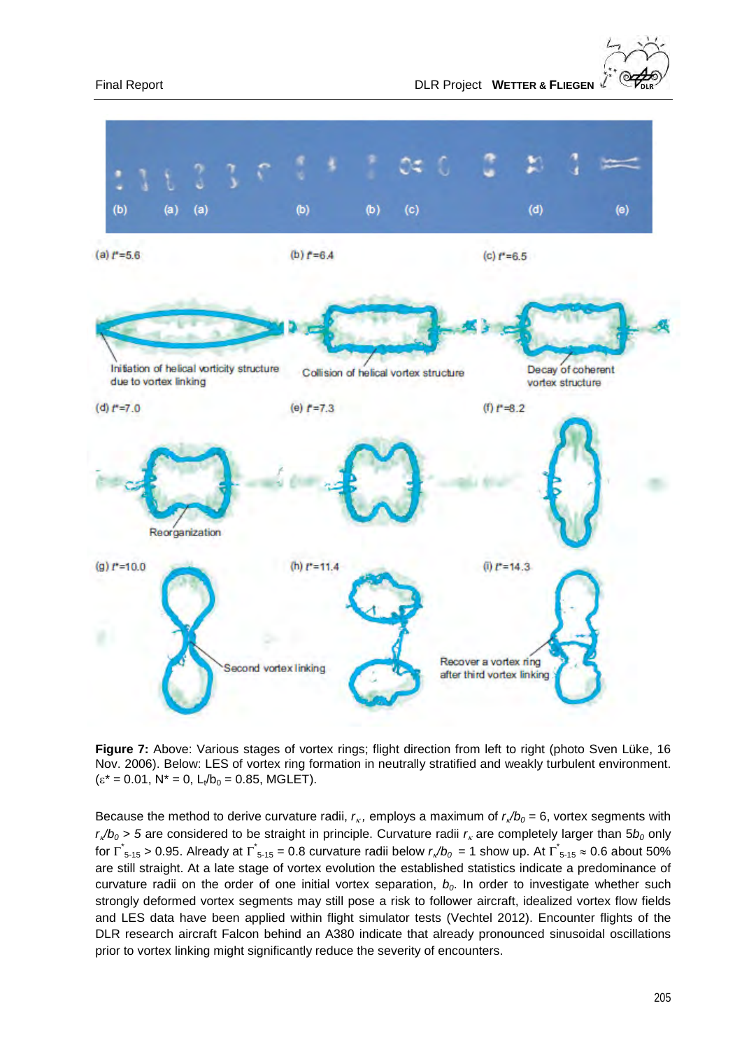**Figure 7:** Above: Various stages of vortex rings; flight direction from left to right (photo Sven Lüke, 16 Nov. 2006). Below: LES of vortex ring formation in neutrally stratified and weakly turbulent environment. ($\varepsilon^*$ = 0.01, $N^*$ = 0, $L_t/b_0$ = 0.85, MGLET).

Because the method to derive curvature radii, $r_\kappa$, employs a maximum of $r_\kappa/b_0$ = 6, vortex segments with $r_\kappa/b_0 > 5$ are considered to be straight in principle. Curvature radii $r_\kappa$ are completely larger than $5b_0$ only for $\Gamma^*_{5\text{-}15} > 0.95$. Already at $\Gamma^*_{5\text{-}15} = 0.8$ curvature radii below $r_\kappa/b_0 = 1$ show up. At $\Gamma^*_{5\text{-}15} \approx 0.6$ about 50% are still straight. At a late stage of vortex evolution the established statistics indicate a predominance of curvature radii on the order of one initial vortex separation, $b_0$. In order to investigate whether such strongly deformed vortex segments may still pose a risk to follower aircraft, idealized vortex flow fields and LES data have been applied within flight simulator tests (Vechtel 2012). Encounter flights of the DLR research aircraft Falcon behind an A380 indicate that already pronounced sinusoidal oscillations prior to vortex linking might significantly reduce the severity of encounters.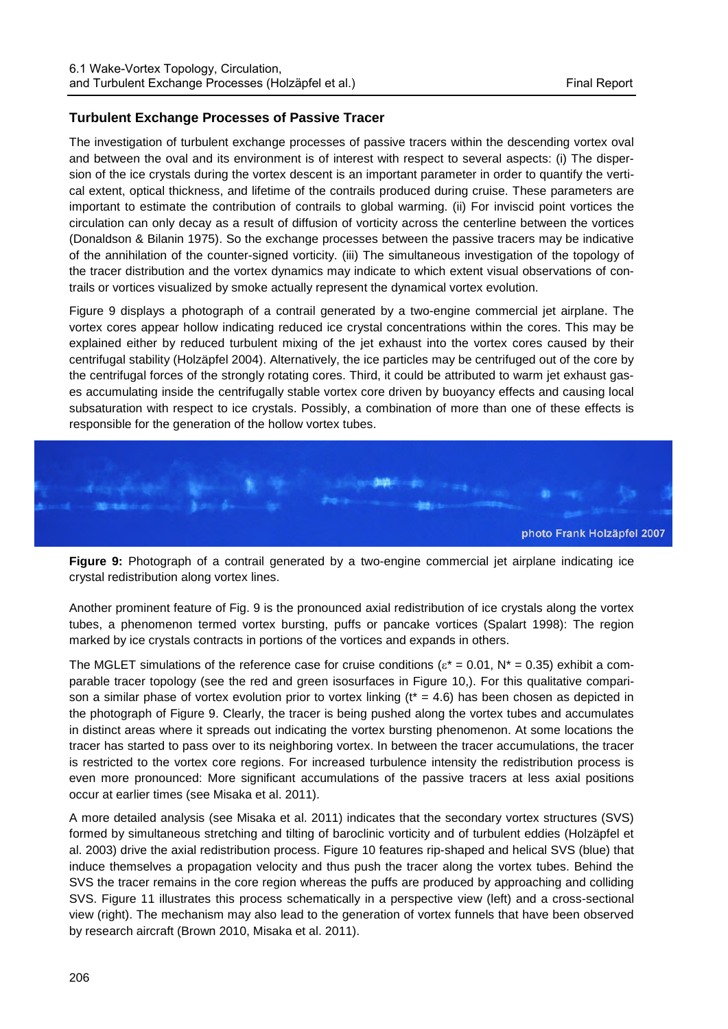### Turbulent Exchange Processes of Passive Tracer

The investigation of turbulent exchange processes of passive tracers within the descending vortex oval and between the oval and its environment is of interest with respect to several aspects: (i) The dispersion of the ice crystals during the vortex descent is an important parameter in order to quantify the vertical extent, optical thickness, and lifetime of the contrails produced during cruise. These parameters are important to estimate the contribution of contrails to global warming. (ii) For inviscid point vortices the circulation can only decay as a result of diffusion of vorticity across the centerline between the vortices (Donaldson & Bilanin 1975). So the exchange processes between the passive tracers may be indicative of the annihilation of the counter-signed vorticity. (iii) The simultaneous investigation of the topology of the tracer distribution and the vortex dynamics may indicate to which extent visual observations of contrails or vortices visualized by smoke actually represent the dynamical vortex evolution.

Figure 9 displays a photograph of a contrail generated by a two-engine commercial jet airplane. The vortex cores appear hollow indicating reduced ice crystal concentrations within the cores. This may be explained either by reduced turbulent mixing of the jet exhaust into the vortex cores caused by their centrifugal stability (Holzäpfel 2004). Alternatively, the ice particles may be centrifuged out of the core by the centrifugal forces of the strongly rotating cores. Third, it could be attributed to warm jet exhaust gases accumulating inside the centrifugally stable vortex core driven by buoyancy effects and causing local subsaturation with respect to ice crystals. Possibly, a combination of more than one of these effects is responsible for the generation of the hollow vortex tubes.

**Figure 9:** Photograph of a contrail generated by a two-engine commercial jet airplane indicating ice crystal redistribution along vortex lines.

Another prominent feature of Fig. 9 is the pronounced axial redistribution of ice crystals along the vortex tubes, a phenomenon termed vortex bursting, puffs or pancake vortices (Spalart 1998): The region marked by ice crystals contracts in portions of the vortices and expands in others.

The MGLET simulations of the reference case for cruise conditions ($\varepsilon^* = 0.01$, $N^* = 0.35$) exhibit a comparable tracer topology (see the red and green isosurfaces in Figure 10,). For this qualitative comparison a similar phase of vortex evolution prior to vortex linking ($t^* = 4.6$) has been chosen as depicted in the photograph of Figure 9. Clearly, the tracer is being pushed along the vortex tubes and accumulates in distinct areas where it spreads out indicating the vortex bursting phenomenon. At some locations the tracer has started to pass over to its neighboring vortex. In between the tracer accumulations, the tracer is restricted to the vortex core regions. For increased turbulence intensity the redistribution process is even more pronounced: More significant accumulations of the passive tracers at less axial positions occur at earlier times (see Misaka et al. 2011).

A more detailed analysis (see Misaka et al. 2011) indicates that the secondary vortex structures (SVS) formed by simultaneous stretching and tilting of baroclinic vorticity and of turbulent eddies (Holzäpfel et al. 2003) drive the axial redistribution process. Figure 10 features rip-shaped and helical SVS (blue) that induce themselves a propagation velocity and thus push the tracer along the vortex tubes. Behind the SVS the tracer remains in the core region whereas the puffs are produced by approaching and colliding SVS. Figure 11 illustrates this process schematically in a perspective view (left) and a cross-sectional view (right). The mechanism may also lead to the generation of vortex funnels that have been observed by research aircraft (Brown 2010, Misaka et al. 2011).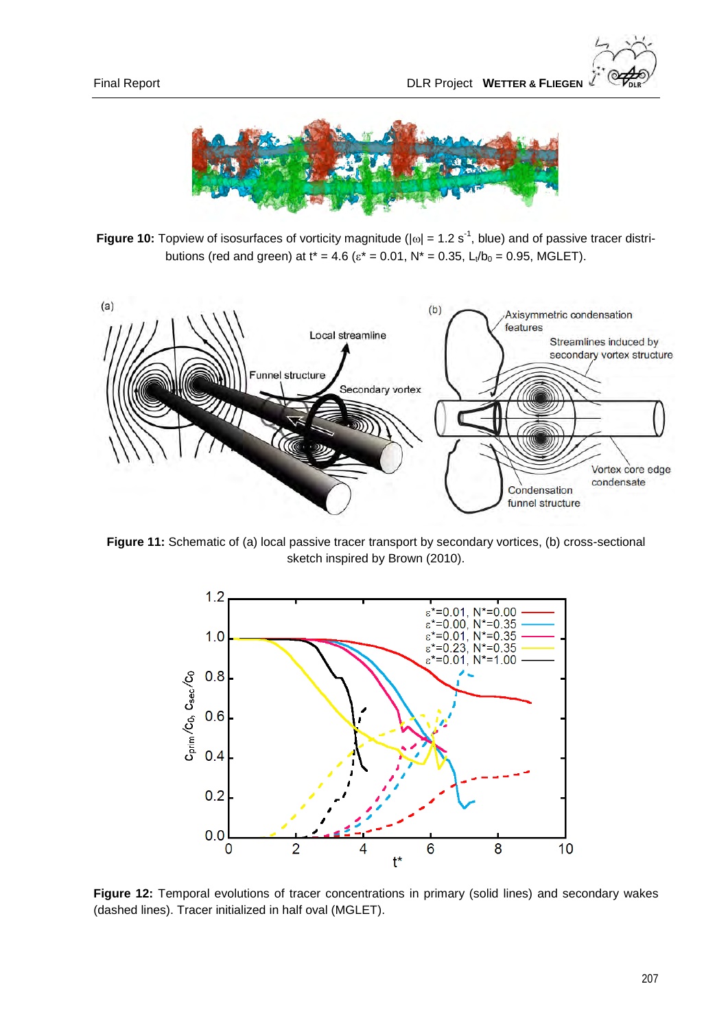**Figure 10:** Topview of isosurfaces of vorticity magnitude ($|\omega| = 1.2\ s^{-1}$, blue) and of passive tracer distributions (red and green) at $t^* = 4.6$ ($\varepsilon^* = 0.01$, $N^* = 0.35$, $L_t/b_0 = 0.95$, MGLET).

**Figure 11:** Schematic of (a) local passive tracer transport by secondary vortices, (b) cross-sectional sketch inspired by Brown (2010).

**Figure 12:** Temporal evolutions of tracer concentrations in primary (solid lines) and secondary wakes (dashed lines). Tracer initialized in half oval (MGLET).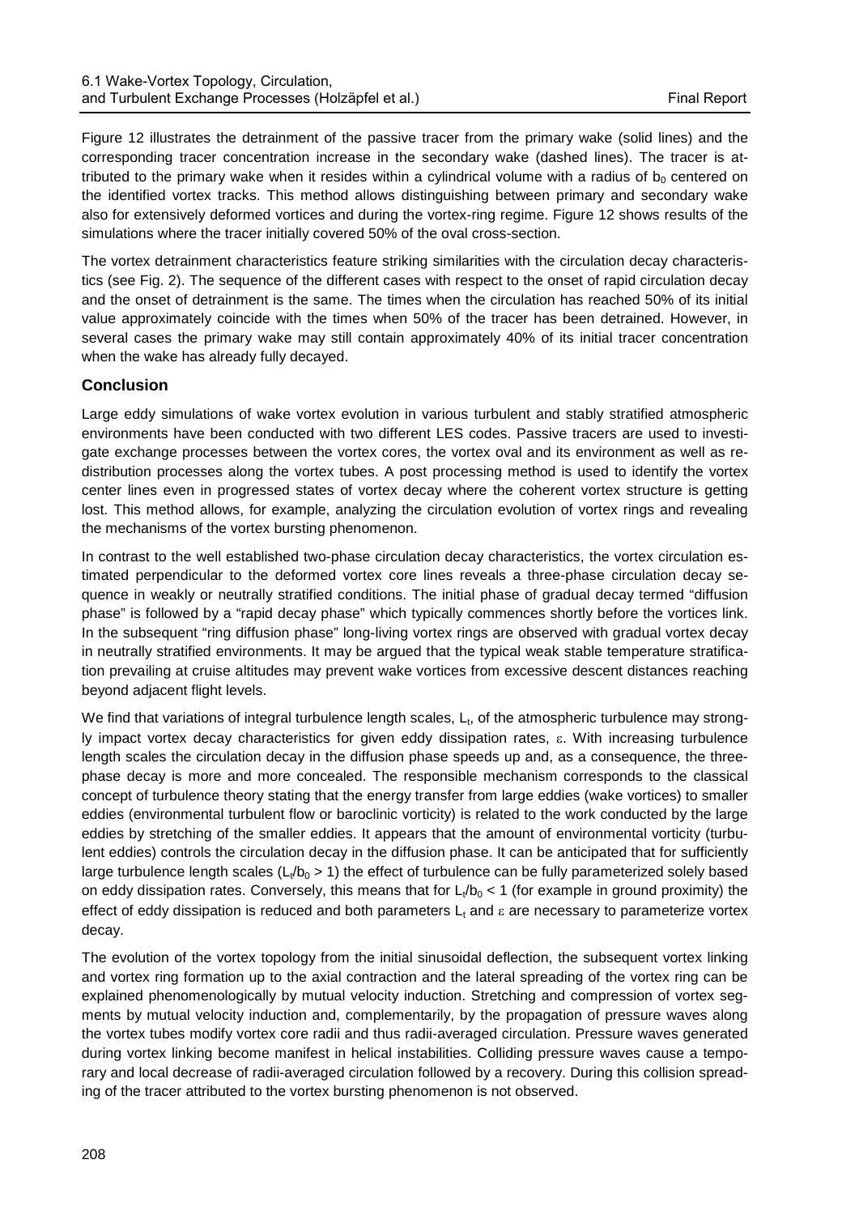Figure 12 illustrates the detrainment of the passive tracer from the primary wake (solid lines) and the corresponding tracer concentration increase in the secondary wake (dashed lines). The tracer is attributed to the primary wake when it resides within a cylindrical volume with a radius of $b_0$ centered on the identified vortex tracks. This method allows distinguishing between primary and secondary wake also for extensively deformed vortices and during the vortex-ring regime. Figure 12 shows results of the simulations where the tracer initially covered 50% of the oval cross-section.

The vortex detrainment characteristics feature striking similarities with the circulation decay characteristics (see Fig. 2). The sequence of the different cases with respect to the onset of rapid circulation decay and the onset of detrainment is the same. The times when the circulation has reached 50% of its initial value approximately coincide with the times when 50% of the tracer has been detrained. However, in several cases the primary wake may still contain approximately 40% of its initial tracer concentration when the wake has already fully decayed.

### Conclusion

Large eddy simulations of wake vortex evolution in various turbulent and stably stratified atmospheric environments have been conducted with two different LES codes. Passive tracers are used to investigate exchange processes between the vortex cores, the vortex oval and its environment as well as redistribution processes along the vortex tubes. A post processing method is used to identify the vortex center lines even in progressed states of vortex decay where the coherent vortex structure is getting lost. This method allows, for example, analyzing the circulation evolution of vortex rings and revealing the mechanisms of the vortex bursting phenomenon.

In contrast to the well established two-phase circulation decay characteristics, the vortex circulation estimated perpendicular to the deformed vortex core lines reveals a three-phase circulation decay sequence in weakly or neutrally stratified conditions. The initial phase of gradual decay termed "diffusion phase" is followed by a "rapid decay phase" which typically commences shortly before the vortices link. In the subsequent "ring diffusion phase" long-living vortex rings are observed with gradual vortex decay in neutrally stratified environments. It may be argued that the typical weak stable temperature stratification prevailing at cruise altitudes may prevent wake vortices from excessive descent distances reaching beyond adjacent flight levels.

We find that variations of integral turbulence length scales, $L_t$, of the atmospheric turbulence may strongly impact vortex decay characteristics for given eddy dissipation rates, $\varepsilon$. With increasing turbulence length scales the circulation decay in the diffusion phase speeds up and, as a consequence, the three-phase decay is more and more concealed. The responsible mechanism corresponds to the classical concept of turbulence theory stating that the energy transfer from large eddies (wake vortices) to smaller eddies (environmental turbulent flow or baroclinic vorticity) is related to the work conducted by the large eddies by stretching of the smaller eddies. It appears that the amount of environmental vorticity (turbulent eddies) controls the circulation decay in the diffusion phase. It can be anticipated that for sufficiently large turbulence length scales ($L_t/b_0 > 1$) the effect of turbulence can be fully parameterized solely based on eddy dissipation rates. Conversely, this means that for $L_t/b_0 < 1$ (for example in ground proximity) the effect of eddy dissipation is reduced and both parameters $L_t$ and $\varepsilon$ are necessary to parameterize vortex decay.

The evolution of the vortex topology from the initial sinusoidal deflection, the subsequent vortex linking and vortex ring formation up to the axial contraction and the lateral spreading of the vortex ring can be explained phenomenologically by mutual velocity induction. Stretching and compression of vortex segments by mutual velocity induction and, complementarily, by the propagation of pressure waves along the vortex tubes modify vortex core radii and thus radii-averaged circulation. Pressure waves generated during vortex linking become manifest in helical instabilities. Colliding pressure waves cause a temporary and local decrease of radii-averaged circulation followed by a recovery. During this collision spreading of the tracer attributed to the vortex bursting phenomenon is not observed.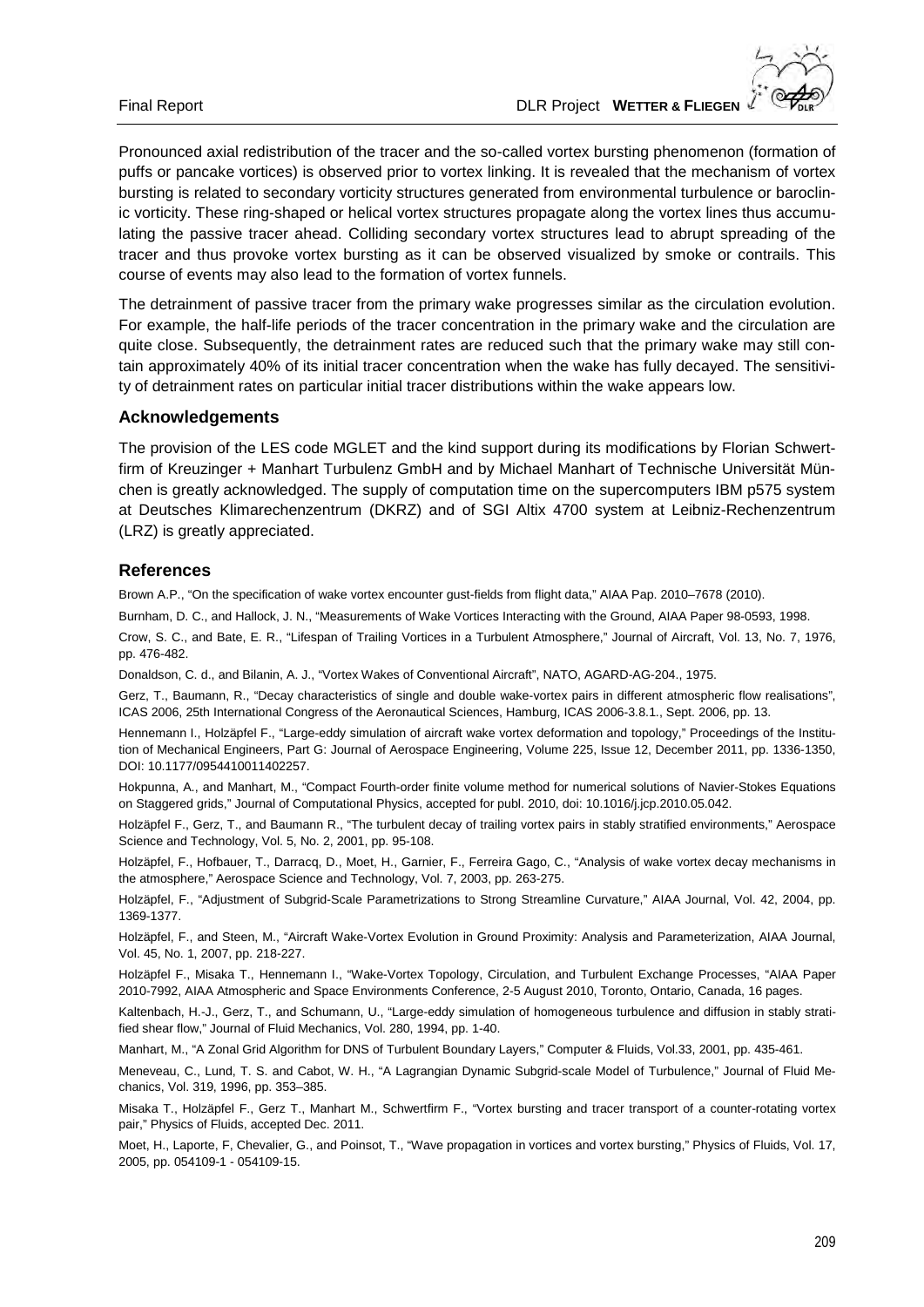Pronounced axial redistribution of the tracer and the so-called vortex bursting phenomenon (formation of puffs or pancake vortices) is observed prior to vortex linking. It is revealed that the mechanism of vortex bursting is related to secondary vorticity structures generated from environmental turbulence or baroclinic vorticity. These ring-shaped or helical vortex structures propagate along the vortex lines thus accumulating the passive tracer ahead. Colliding secondary vortex structures lead to abrupt spreading of the tracer and thus provoke vortex bursting as it can be observed visualized by smoke or contrails. This course of events may also lead to the formation of vortex funnels.

The detrainment of passive tracer from the primary wake progresses similar as the circulation evolution. For example, the half-life periods of the tracer concentration in the primary wake and the circulation are quite close. Subsequently, the detrainment rates are reduced such that the primary wake may still contain approximately 40% of its initial tracer concentration when the wake has fully decayed. The sensitivity of detrainment rates on particular initial tracer distributions within the wake appears low.

### Acknowledgements

The provision of the LES code MGLET and the kind support during its modifications by Florian Schwertfirm of Kreuzinger + Manhart Turbulenz GmbH and by Michael Manhart of Technische Universität München is greatly acknowledged. The supply of computation time on the supercomputers IBM p575 system at Deutsches Klimarechenzentrum (DKRZ) and of SGI Altix 4700 system at Leibniz-Rechenzentrum (LRZ) is greatly appreciated.

### References

Brown A.P., "On the specification of wake vortex encounter gust-fields from flight data," AIAA Pap. 2010–7678 (2010).

Burnham, D. C., and Hallock, J. N., "Measurements of Wake Vortices Interacting with the Ground, AIAA Paper 98-0593, 1998.

Crow, S. C., and Bate, E. R., "Lifespan of Trailing Vortices in a Turbulent Atmosphere," Journal of Aircraft, Vol. 13, No. 7, 1976, pp. 476-482.

Donaldson, C. d., and Bilanin, A. J., "Vortex Wakes of Conventional Aircraft", NATO, AGARD-AG-204., 1975.

Gerz, T., Baumann, R., "Decay characteristics of single and double wake-vortex pairs in different atmospheric flow realisations", ICAS 2006, 25th International Congress of the Aeronautical Sciences, Hamburg, ICAS 2006-3.8.1., Sept. 2006, pp. 13.

Hennemann I., Holzäpfel F., "Large-eddy simulation of aircraft wake vortex deformation and topology," Proceedings of the Institution of Mechanical Engineers, Part G: Journal of Aerospace Engineering, Volume 225, Issue 12, December 2011, pp. 1336-1350, DOI: 10.1177/0954410011402257.

Hokpunna, A., and Manhart, M., "Compact Fourth-order finite volume method for numerical solutions of Navier-Stokes Equations on Staggered grids," Journal of Computational Physics, accepted for publ. 2010, doi: 10.1016/j.jcp.2010.05.042.

Holzäpfel F., Gerz, T., and Baumann R., "The turbulent decay of trailing vortex pairs in stably stratified environments," Aerospace Science and Technology, Vol. 5, No. 2, 2001, pp. 95-108.

Holzäpfel, F., Hofbauer, T., Darracq, D., Moet, H., Garnier, F., Ferreira Gago, C., "Analysis of wake vortex decay mechanisms in the atmosphere," Aerospace Science and Technology, Vol. 7, 2003, pp. 263-275.

Holzäpfel, F., "Adjustment of Subgrid-Scale Parametrizations to Strong Streamline Curvature," AIAA Journal, Vol. 42, 2004, pp. 1369-1377.

Holzäpfel, F., and Steen, M., "Aircraft Wake-Vortex Evolution in Ground Proximity: Analysis and Parameterization, AIAA Journal, Vol. 45, No. 1, 2007, pp. 218-227.

Holzäpfel F., Misaka T., Hennemann I., "Wake-Vortex Topology, Circulation, and Turbulent Exchange Processes, "AIAA Paper 2010-7992, AIAA Atmospheric and Space Environments Conference, 2-5 August 2010, Toronto, Ontario, Canada, 16 pages.

Kaltenbach, H.-J., Gerz, T., and Schumann, U., "Large-eddy simulation of homogeneous turbulence and diffusion in stably stratified shear flow," Journal of Fluid Mechanics, Vol. 280, 1994, pp. 1-40.

Manhart, M., "A Zonal Grid Algorithm for DNS of Turbulent Boundary Layers," Computer & Fluids, Vol.33, 2001, pp. 435-461.

Meneveau, C., Lund, T. S. and Cabot, W. H., "A Lagrangian Dynamic Subgrid-scale Model of Turbulence," Journal of Fluid Mechanics, Vol. 319, 1996, pp. 353–385.

Misaka T., Holzäpfel F., Gerz T., Manhart M., Schwertfirm F., "Vortex bursting and tracer transport of a counter-rotating vortex pair," Physics of Fluids, accepted Dec. 2011.

Moet, H., Laporte, F, Chevalier, G., and Poinsot, T., "Wave propagation in vortices and vortex bursting," Physics of Fluids, Vol. 17, 2005, pp. 054109-1 - 054109-15.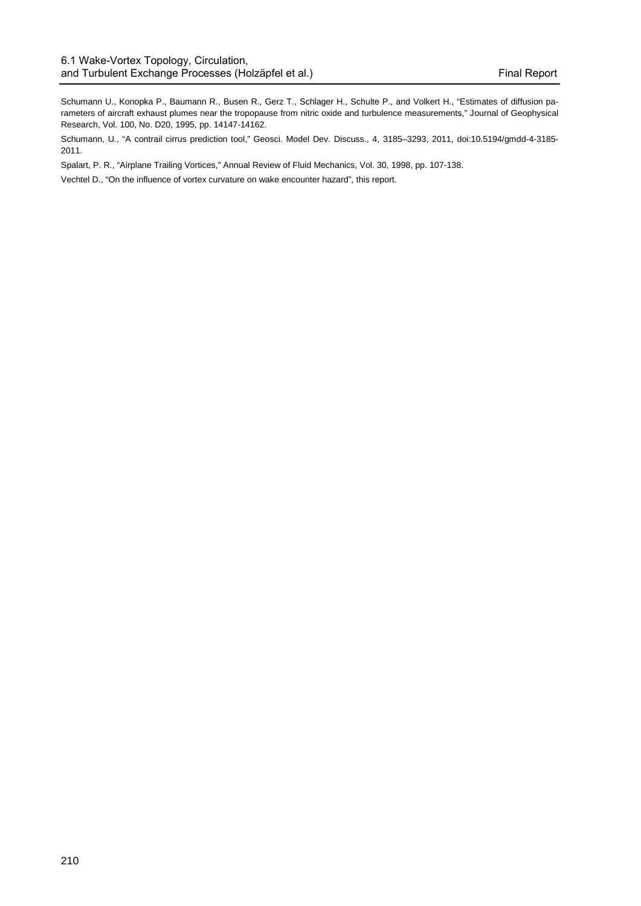Schumann U., Konopka P., Baumann R., Busen R., Gerz T., Schlager H., Schulte P., and Volkert H., "Estimates of diffusion parameters of aircraft exhaust plumes near the tropopause from nitric oxide and turbulence measurements," Journal of Geophysical Research, Vol. 100, No. D20, 1995, pp. 14147-14162.

Schumann, U., "A contrail cirrus prediction tool," Geosci. Model Dev. Discuss., 4, 3185–3293, 2011, doi:10.5194/gmdd-4-3185-2011.

Spalart, P. R., "Airplane Trailing Vortices," Annual Review of Fluid Mechanics, Vol. 30, 1998, pp. 107-138.

Vechtel D., "On the influence of vortex curvature on wake encounter hazard", this report.